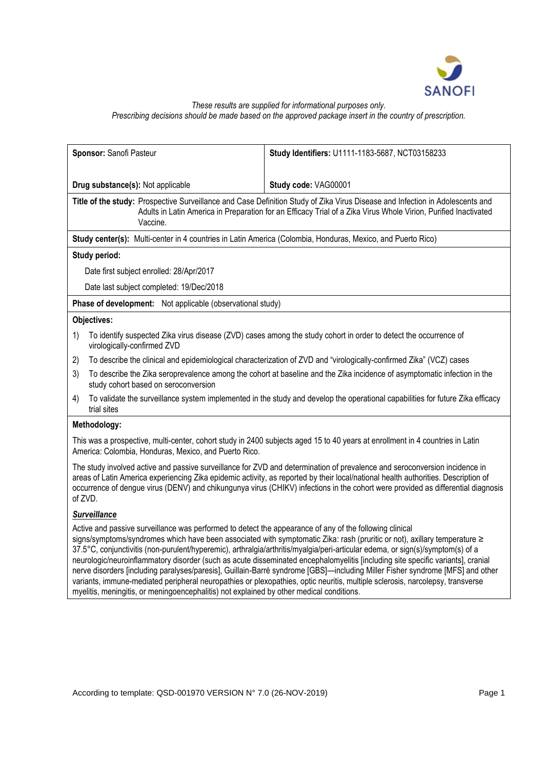*These results are supplied for informational purposes only.*
*Prescribing decisions should be made based on the approved package insert in the country of prescription.*

| **Sponsor:** Sanofi Pasteur | **Study Identifiers:** U1111-1183-5687, NCT03158233 |
|---|---|
| **Drug substance(s):** Not applicable | **Study code:** VAG00001 |

**Title of the study:** Prospective Surveillance and Case Definition Study of Zika Virus Disease and Infection in Adolescents and Adults in Latin America in Preparation for an Efficacy Trial of a Zika Virus Whole Virion, Purified Inactivated Vaccine.

**Study center(s):** Multi-center in 4 countries in Latin America (Colombia, Honduras, Mexico, and Puerto Rico)

**Study period:**

Date first subject enrolled: 28/Apr/2017

Date last subject completed: 19/Dec/2018

**Phase of development:** Not applicable (observational study)

**Objectives:**

1) To identify suspected Zika virus disease (ZVD) cases among the study cohort in order to detect the occurrence of virologically-confirmed ZVD
2) To describe the clinical and epidemiological characterization of ZVD and "virologically-confirmed Zika" (VCZ) cases
3) To describe the Zika seroprevalence among the cohort at baseline and the Zika incidence of asymptomatic infection in the study cohort based on seroconversion
4) To validate the surveillance system implemented in the study and develop the operational capabilities for future Zika efficacy trial sites

**Methodology:**

This was a prospective, multi-center, cohort study in 2400 subjects aged 15 to 40 years at enrollment in 4 countries in Latin America: Colombia, Honduras, Mexico, and Puerto Rico.

The study involved active and passive surveillance for ZVD and determination of prevalence and seroconversion incidence in areas of Latin America experiencing Zika epidemic activity, as reported by their local/national health authorities. Description of occurrence of dengue virus (DENV) and chikungunya virus (CHIKV) infections in the cohort were provided as differential diagnosis of ZVD.

***Surveillance***

Active and passive surveillance was performed to detect the appearance of any of the following clinical signs/symptoms/syndromes which have been associated with symptomatic Zika: rash (pruritic or not), axillary temperature ≥ 37.5°C, conjunctivitis (non-purulent/hyperemic), arthralgia/arthritis/myalgia/peri-articular edema, or sign(s)/symptom(s) of a neurologic/neuroinflammatory disorder (such as acute disseminated encephalomyelitis [including site specific variants], cranial nerve disorders [including paralyses/paresis], Guillain-Barré syndrome [GBS]—including Miller Fisher syndrome [MFS] and other variants, immune-mediated peripheral neuropathies or plexopathies, optic neuritis, multiple sclerosis, narcolepsy, transverse myelitis, meningitis, or meningoencephalitis) not explained by other medical conditions.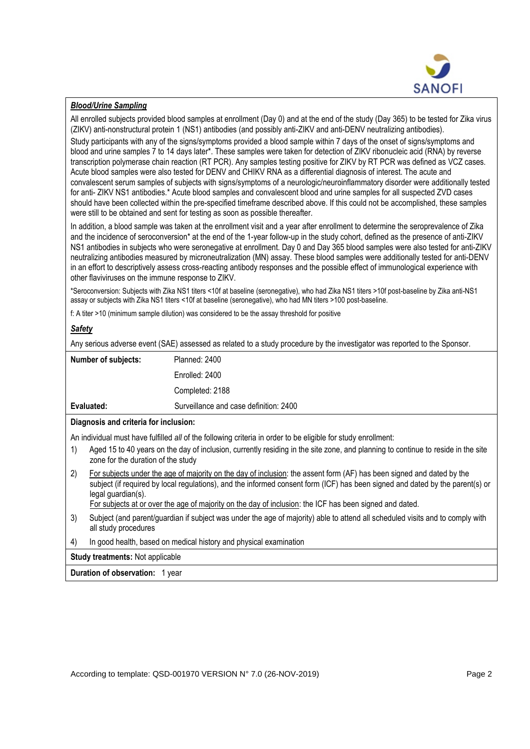***Blood/Urine Sampling***

All enrolled subjects provided blood samples at enrollment (Day 0) and at the end of the study (Day 365) to be tested for Zika virus (ZIKV) anti-nonstructural protein 1 (NS1) antibodies (and possibly anti-ZIKV and anti-DENV neutralizing antibodies).

Study participants with any of the signs/symptoms provided a blood sample within 7 days of the onset of signs/symptoms and blood and urine samples 7 to 14 days later*. These samples were taken for detection of ZIKV ribonucleic acid (RNA) by reverse transcription polymerase chain reaction (RT PCR). Any samples testing positive for ZIKV by RT PCR was defined as VCZ cases. Acute blood samples were also tested for DENV and CHIKV RNA as a differential diagnosis of interest. The acute and convalescent serum samples of subjects with signs/symptoms of a neurologic/neuroinflammatory disorder were additionally tested for anti- ZIKV NS1 antibodies.* Acute blood samples and convalescent blood and urine samples for all suspected ZVD cases should have been collected within the pre-specified timeframe described above. If this could not be accomplished, these samples were still to be obtained and sent for testing as soon as possible thereafter.

In addition, a blood sample was taken at the enrollment visit and a year after enrollment to determine the seroprevalence of Zika and the incidence of seroconversion* at the end of the 1-year follow-up in the study cohort, defined as the presence of anti-ZIKV NS1 antibodies in subjects who were seronegative at enrollment. Day 0 and Day 365 blood samples were also tested for anti-ZIKV neutralizing antibodies measured by microneutralization (MN) assay. These blood samples were additionally tested for anti-DENV in an effort to descriptively assess cross-reacting antibody responses and the possible effect of immunological experience with other flaviviruses on the immune response to ZIKV.

*Seroconversion: Subjects with Zika NS1 titers <10f at baseline (seronegative), who had Zika NS1 titers >10f post-baseline by Zika anti-NS1 assay or subjects with Zika NS1 titers <10f at baseline (seronegative), who had MN titers >100 post-baseline.

f: A titer >10 (minimum sample dilution) was considered to be the assay threshold for positive

***Safety***

Any serious adverse event (SAE) assessed as related to a study procedure by the investigator was reported to the Sponsor.

| **Number of subjects:** | Planned: 2400 |
|---|---|
| | Enrolled: 2400 |
| | Completed: 2188 |
| **Evaluated:** | Surveillance and case definition: 2400 |

**Diagnosis and criteria for inclusion:**

An individual must have fulfilled *all* of the following criteria in order to be eligible for study enrollment:

1) Aged 15 to 40 years on the day of inclusion, currently residing in the site zone, and planning to continue to reside in the site zone for the duration of the study
2) For subjects under the age of majority on the day of inclusion: the assent form (AF) has been signed and dated by the subject (if required by local regulations), and the informed consent form (ICF) has been signed and dated by the parent(s) or legal guardian(s).
   For subjects at or over the age of majority on the day of inclusion: the ICF has been signed and dated.
3) Subject (and parent/guardian if subject was under the age of majority) able to attend all scheduled visits and to comply with all study procedures
4) In good health, based on medical history and physical examination

**Study treatments:** Not applicable

**Duration of observation:** 1 year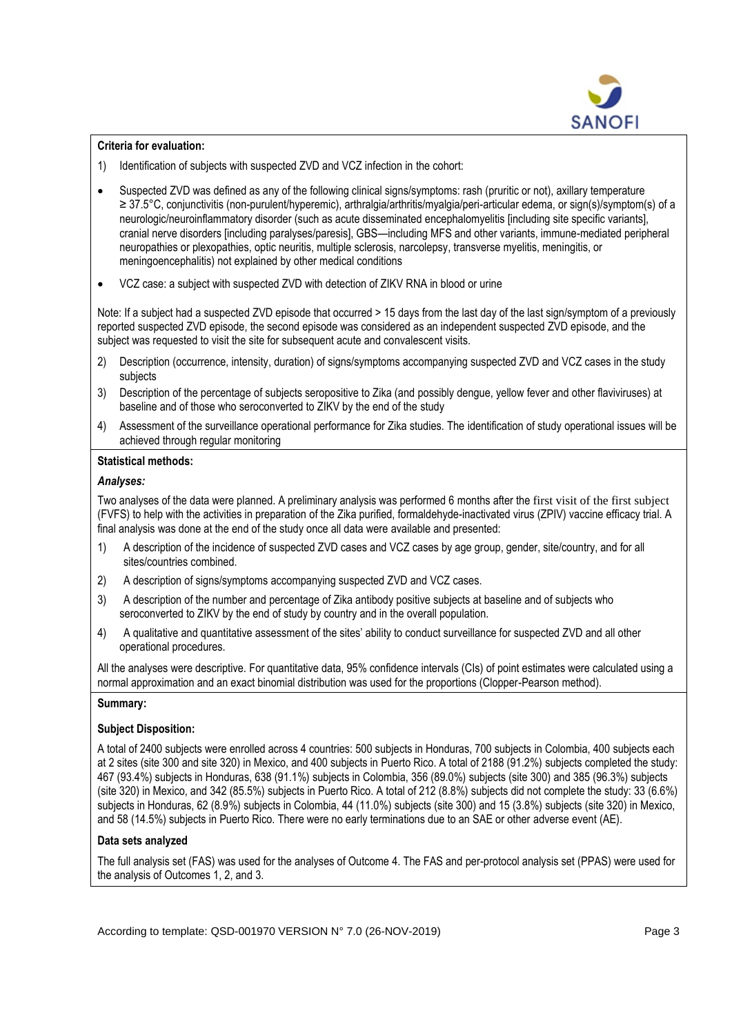**Criteria for evaluation:**

1) Identification of subjects with suspected ZVD and VCZ infection in the cohort:

- Suspected ZVD was defined as any of the following clinical signs/symptoms: rash (pruritic or not), axillary temperature ≥ 37.5°C, conjunctivitis (non-purulent/hyperemic), arthralgia/arthritis/myalgia/peri-articular edema, or sign(s)/symptom(s) of a neurologic/neuroinflammatory disorder (such as acute disseminated encephalomyelitis [including site specific variants], cranial nerve disorders [including paralyses/paresis], GBS—including MFS and other variants, immune-mediated peripheral neuropathies or plexopathies, optic neuritis, multiple sclerosis, narcolepsy, transverse myelitis, meningitis, or meningoencephalitis) not explained by other medical conditions
- VCZ case: a subject with suspected ZVD with detection of ZIKV RNA in blood or urine

Note: If a subject had a suspected ZVD episode that occurred > 15 days from the last day of the last sign/symptom of a previously reported suspected ZVD episode, the second episode was considered as an independent suspected ZVD episode, and the subject was requested to visit the site for subsequent acute and convalescent visits.

2) Description (occurrence, intensity, duration) of signs/symptoms accompanying suspected ZVD and VCZ cases in the study subjects
3) Description of the percentage of subjects seropositive to Zika (and possibly dengue, yellow fever and other flaviviruses) at baseline and of those who seroconverted to ZIKV by the end of the study
4) Assessment of the surveillance operational performance for Zika studies. The identification of study operational issues will be achieved through regular monitoring

**Statistical methods:**

***Analyses:***

Two analyses of the data were planned. A preliminary analysis was performed 6 months after the first visit of the first subject (FVFS) to help with the activities in preparation of the Zika purified, formaldehyde-inactivated virus (ZPIV) vaccine efficacy trial. A final analysis was done at the end of the study once all data were available and presented:

1) A description of the incidence of suspected ZVD cases and VCZ cases by age group, gender, site/country, and for all sites/countries combined.
2) A description of signs/symptoms accompanying suspected ZVD and VCZ cases.
3) A description of the number and percentage of Zika antibody positive subjects at baseline and of subjects who seroconverted to ZIKV by the end of study by country and in the overall population.
4) A qualitative and quantitative assessment of the sites' ability to conduct surveillance for suspected ZVD and all other operational procedures.

All the analyses were descriptive. For quantitative data, 95% confidence intervals (CIs) of point estimates were calculated using a normal approximation and an exact binomial distribution was used for the proportions (Clopper-Pearson method).

**Summary:**

**Subject Disposition:**

A total of 2400 subjects were enrolled across 4 countries: 500 subjects in Honduras, 700 subjects in Colombia, 400 subjects each at 2 sites (site 300 and site 320) in Mexico, and 400 subjects in Puerto Rico. A total of 2188 (91.2%) subjects completed the study: 467 (93.4%) subjects in Honduras, 638 (91.1%) subjects in Colombia, 356 (89.0%) subjects (site 300) and 385 (96.3%) subjects (site 320) in Mexico, and 342 (85.5%) subjects in Puerto Rico. A total of 212 (8.8%) subjects did not complete the study: 33 (6.6%) subjects in Honduras, 62 (8.9%) subjects in Colombia, 44 (11.0%) subjects (site 300) and 15 (3.8%) subjects (site 320) in Mexico, and 58 (14.5%) subjects in Puerto Rico. There were no early terminations due to an SAE or other adverse event (AE).

**Data sets analyzed**

The full analysis set (FAS) was used for the analyses of Outcome 4. The FAS and per-protocol analysis set (PPAS) were used for the analysis of Outcomes 1, 2, and 3.

According to template: QSD-001970 VERSION N° 7.0 (26-NOV-2019)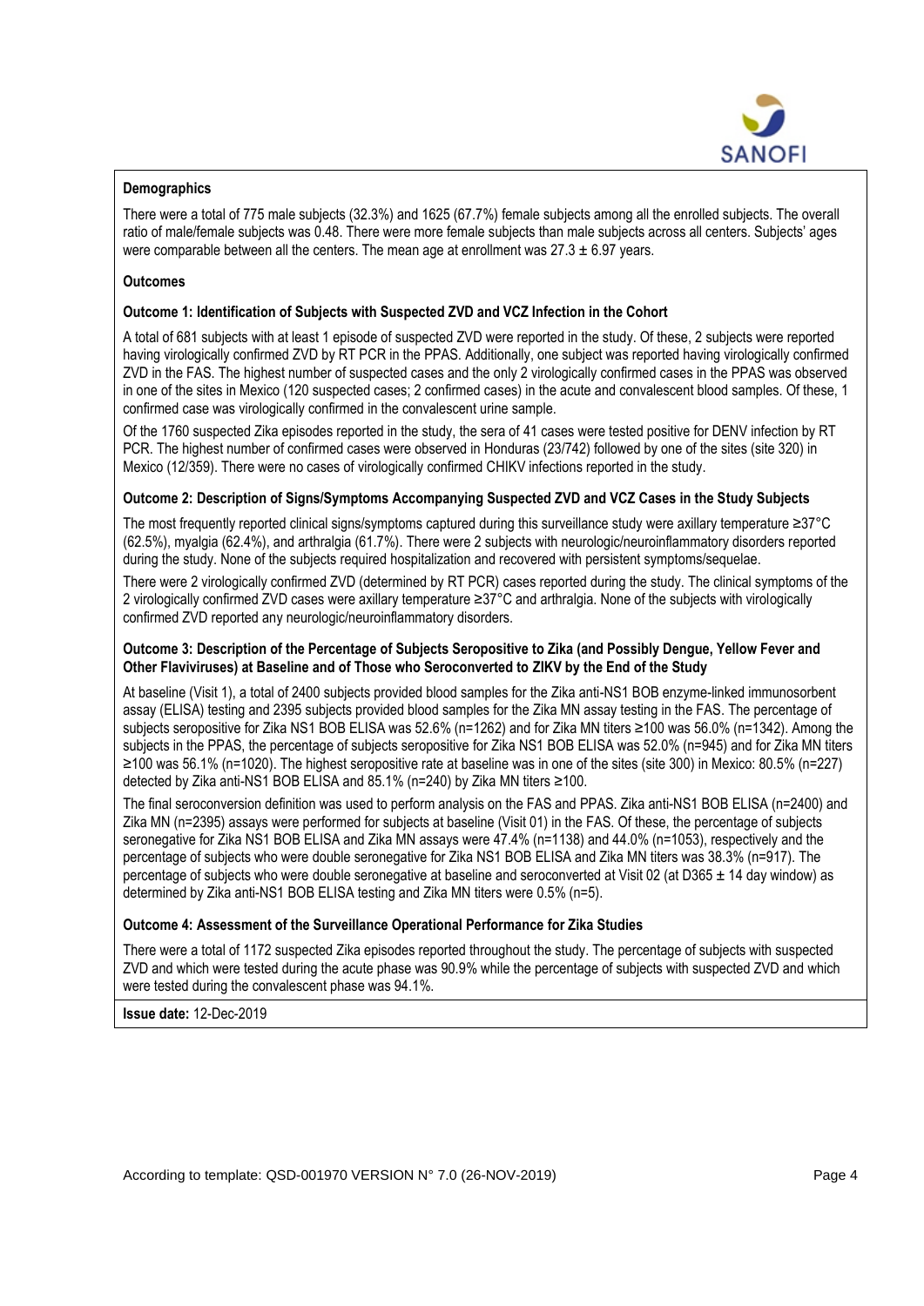**Demographics**

There were a total of 775 male subjects (32.3%) and 1625 (67.7%) female subjects among all the enrolled subjects. The overall ratio of male/female subjects was 0.48. There were more female subjects than male subjects across all centers. Subjects' ages were comparable between all the centers. The mean age at enrollment was 27.3 ± 6.97 years.

**Outcomes**

**Outcome 1: Identification of Subjects with Suspected ZVD and VCZ Infection in the Cohort**

A total of 681 subjects with at least 1 episode of suspected ZVD were reported in the study. Of these, 2 subjects were reported having virologically confirmed ZVD by RT PCR in the PPAS. Additionally, one subject was reported having virologically confirmed ZVD in the FAS. The highest number of suspected cases and the only 2 virologically confirmed cases in the PPAS was observed in one of the sites in Mexico (120 suspected cases; 2 confirmed cases) in the acute and convalescent blood samples. Of these, 1 confirmed case was virologically confirmed in the convalescent urine sample.

Of the 1760 suspected Zika episodes reported in the study, the sera of 41 cases were tested positive for DENV infection by RT PCR. The highest number of confirmed cases were observed in Honduras (23/742) followed by one of the sites (site 320) in Mexico (12/359). There were no cases of virologically confirmed CHIKV infections reported in the study.

**Outcome 2: Description of Signs/Symptoms Accompanying Suspected ZVD and VCZ Cases in the Study Subjects**

The most frequently reported clinical signs/symptoms captured during this surveillance study were axillary temperature ≥37°C (62.5%), myalgia (62.4%), and arthralgia (61.7%). There were 2 subjects with neurologic/neuroinflammatory disorders reported during the study. None of the subjects required hospitalization and recovered with persistent symptoms/sequelae.

There were 2 virologically confirmed ZVD (determined by RT PCR) cases reported during the study. The clinical symptoms of the 2 virologically confirmed ZVD cases were axillary temperature ≥37°C and arthralgia. None of the subjects with virologically confirmed ZVD reported any neurologic/neuroinflammatory disorders.

**Outcome 3: Description of the Percentage of Subjects Seropositive to Zika (and Possibly Dengue, Yellow Fever and Other Flaviviruses) at Baseline and of Those who Seroconverted to ZIKV by the End of the Study**

At baseline (Visit 1), a total of 2400 subjects provided blood samples for the Zika anti-NS1 BOB enzyme-linked immunosorbent assay (ELISA) testing and 2395 subjects provided blood samples for the Zika MN assay testing in the FAS. The percentage of subjects seropositive for Zika NS1 BOB ELISA was 52.6% (n=1262) and for Zika MN titers ≥100 was 56.0% (n=1342). Among the subjects in the PPAS, the percentage of subjects seropositive for Zika NS1 BOB ELISA was 52.0% (n=945) and for Zika MN titers ≥100 was 56.1% (n=1020). The highest seropositive rate at baseline was in one of the sites (site 300) in Mexico: 80.5% (n=227) detected by Zika anti-NS1 BOB ELISA and 85.1% (n=240) by Zika MN titers ≥100.

The final seroconversion definition was used to perform analysis on the FAS and PPAS. Zika anti-NS1 BOB ELISA (n=2400) and Zika MN (n=2395) assays were performed for subjects at baseline (Visit 01) in the FAS. Of these, the percentage of subjects seronegative for Zika NS1 BOB ELISA and Zika MN assays were 47.4% (n=1138) and 44.0% (n=1053), respectively and the percentage of subjects who were double seronegative for Zika NS1 BOB ELISA and Zika MN titers was 38.3% (n=917). The percentage of subjects who were double seronegative at baseline and seroconverted at Visit 02 (at D365 ± 14 day window) as determined by Zika anti-NS1 BOB ELISA testing and Zika MN titers were 0.5% (n=5).

**Outcome 4: Assessment of the Surveillance Operational Performance for Zika Studies**

There were a total of 1172 suspected Zika episodes reported throughout the study. The percentage of subjects with suspected ZVD and which were tested during the acute phase was 90.9% while the percentage of subjects with suspected ZVD and which were tested during the convalescent phase was 94.1%.

**Issue date:** 12-Dec-2019